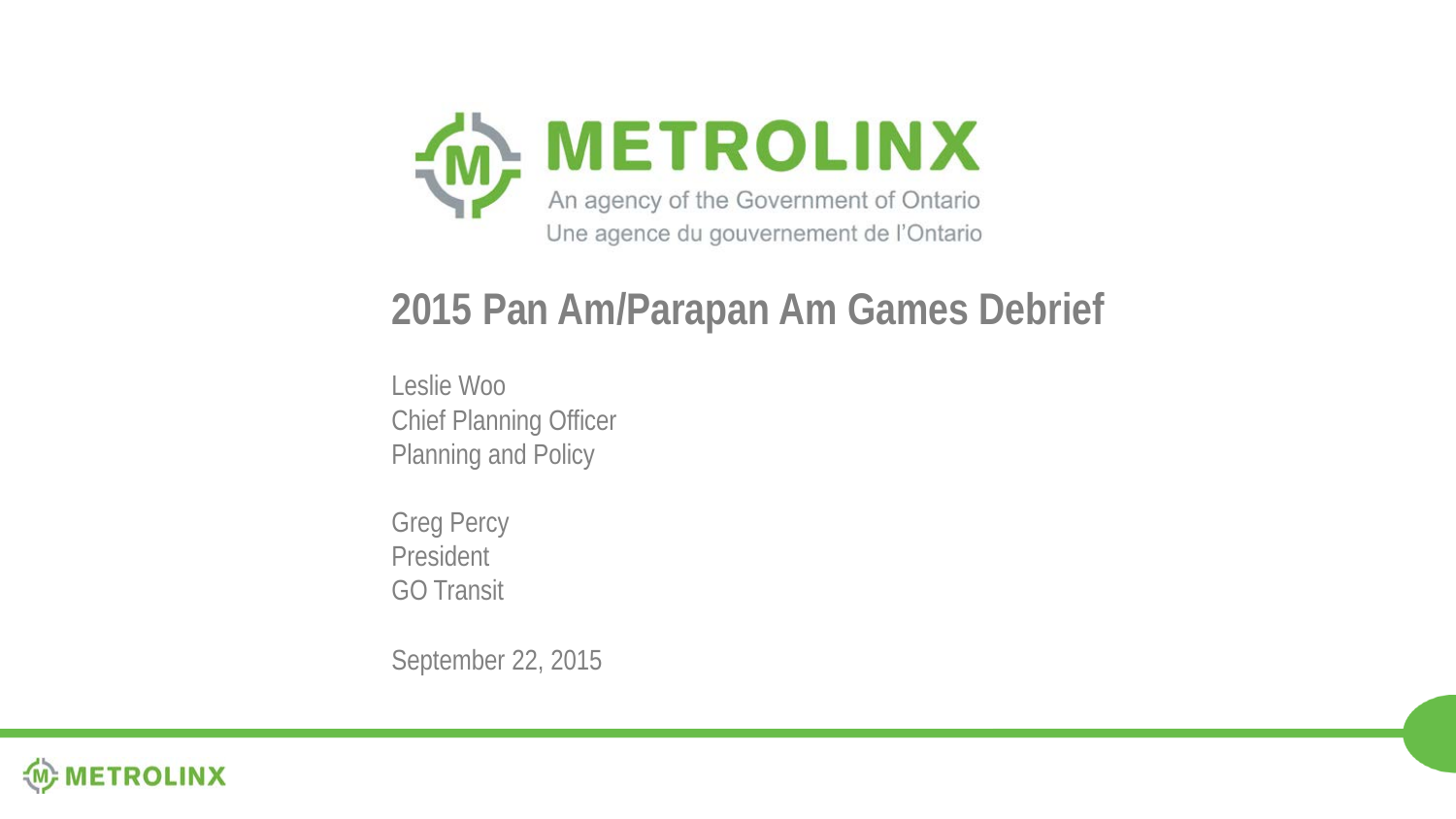METROLINX

An agency of the Government of Ontario

Une agence du gouvernement de l'Ontario

# 2015 Pan Am/Parapan Am Games Debrief

Leslie Woo
Chief Planning Officer
Planning and Policy

Greg Percy
President
GO Transit

September 22, 2015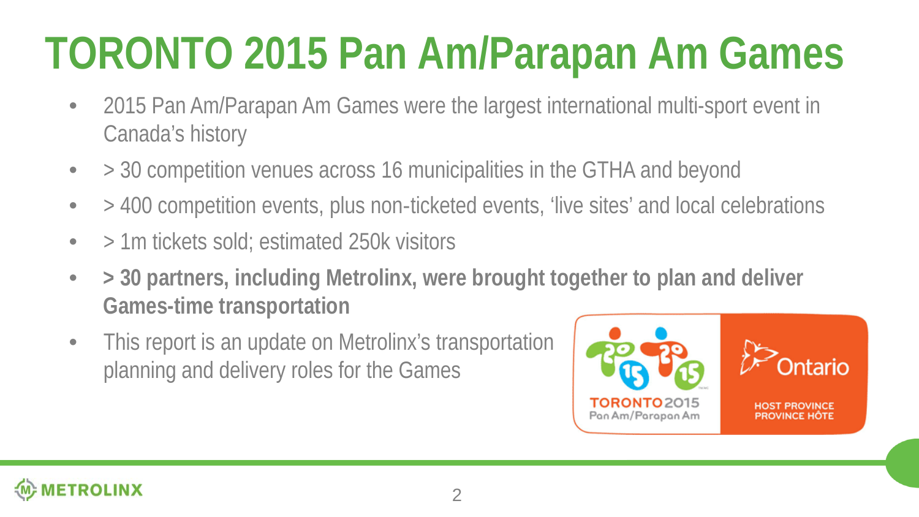# TORONTO 2015 Pan Am/Parapan Am Games

- 2015 Pan Am/Parapan Am Games were the largest international multi-sport event in Canada's history
- > 30 competition venues across 16 municipalities in the GTHA and beyond
- > 400 competition events, plus non-ticketed events, 'live sites' and local celebrations
- > 1m tickets sold; estimated 250k visitors
- **> 30 partners, including Metrolinx, were brought together to plan and deliver Games-time transportation**
- This report is an update on Metrolinx's transportation planning and delivery roles for the Games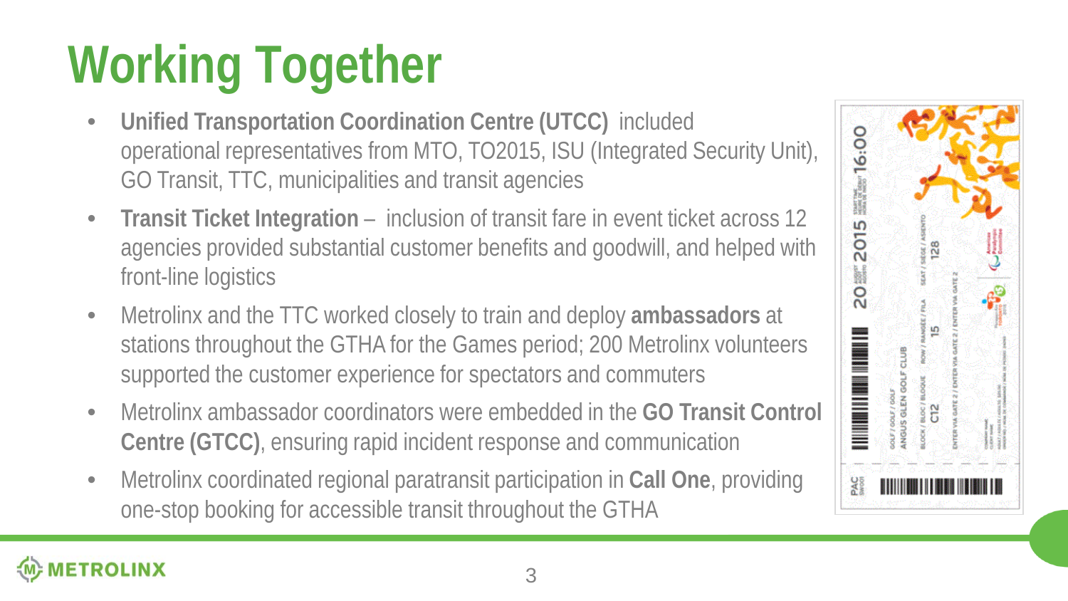# Working Together

- **Unified Transportation Coordination Centre (UTCC)** included operational representatives from MTO, TO2015, ISU (Integrated Security Unit), GO Transit, TTC, municipalities and transit agencies
- **Transit Ticket Integration** – inclusion of transit fare in event ticket across 12 agencies provided substantial customer benefits and goodwill, and helped with front-line logistics
- Metrolinx and the TTC worked closely to train and deploy **ambassadors** at stations throughout the GTHA for the Games period; 200 Metrolinx volunteers supported the customer experience for spectators and commuters
- Metrolinx ambassador coordinators were embedded in the **GO Transit Control Centre (GTCC)**, ensuring rapid incident response and communication
- Metrolinx coordinated regional paratransit participation in **Call One**, providing one-stop booking for accessible transit throughout the GTHA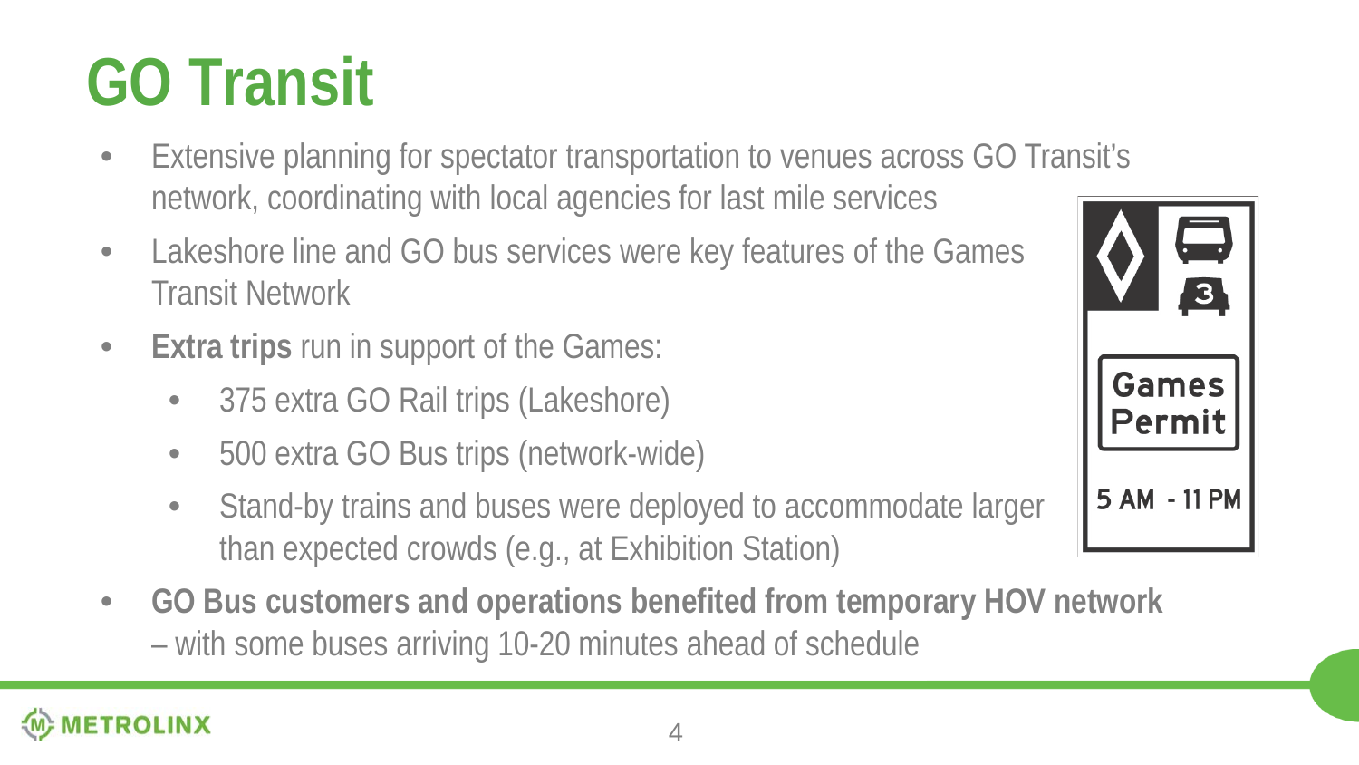# GO Transit

- Extensive planning for spectator transportation to venues across GO Transit's network, coordinating with local agencies for last mile services
- Lakeshore line and GO bus services were key features of the Games Transit Network
- **Extra trips** run in support of the Games:
  - 375 extra GO Rail trips (Lakeshore)
  - 500 extra GO Bus trips (network-wide)
  - Stand-by trains and buses were deployed to accommodate larger than expected crowds (e.g., at Exhibition Station)
- **GO Bus customers and operations benefited from temporary HOV network** – with some buses arriving 10-20 minutes ahead of schedule

Games Permit

5 AM - 11 PM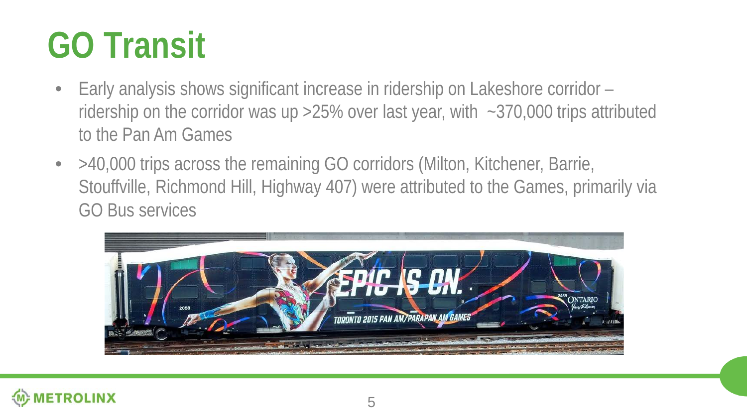# GO Transit

- Early analysis shows significant increase in ridership on Lakeshore corridor – ridership on the corridor was up >25% over last year, with ~370,000 trips attributed to the Pan Am Games
- >40,000 trips across the remaining GO corridors (Milton, Kitchener, Barrie, Stouffville, Richmond Hill, Highway 407) were attributed to the Games, primarily via GO Bus services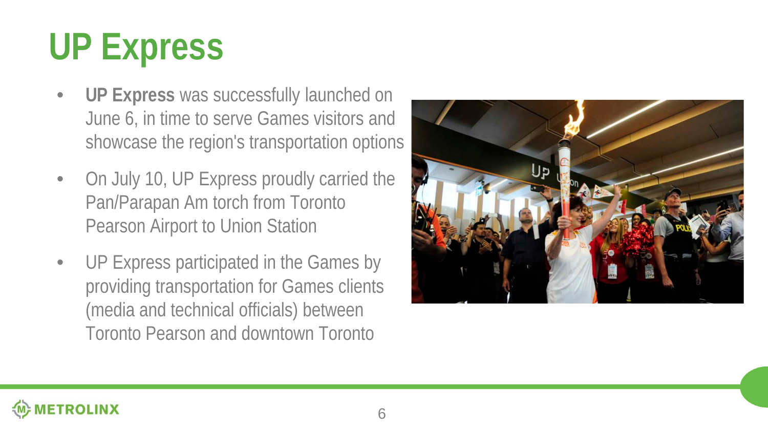# UP Express

- **UP Express** was successfully launched on June 6, in time to serve Games visitors and showcase the region's transportation options
- On July 10, UP Express proudly carried the Pan/Parapan Am torch from Toronto Pearson Airport to Union Station
- UP Express participated in the Games by providing transportation for Games clients (media and technical officials) between Toronto Pearson and downtown Toronto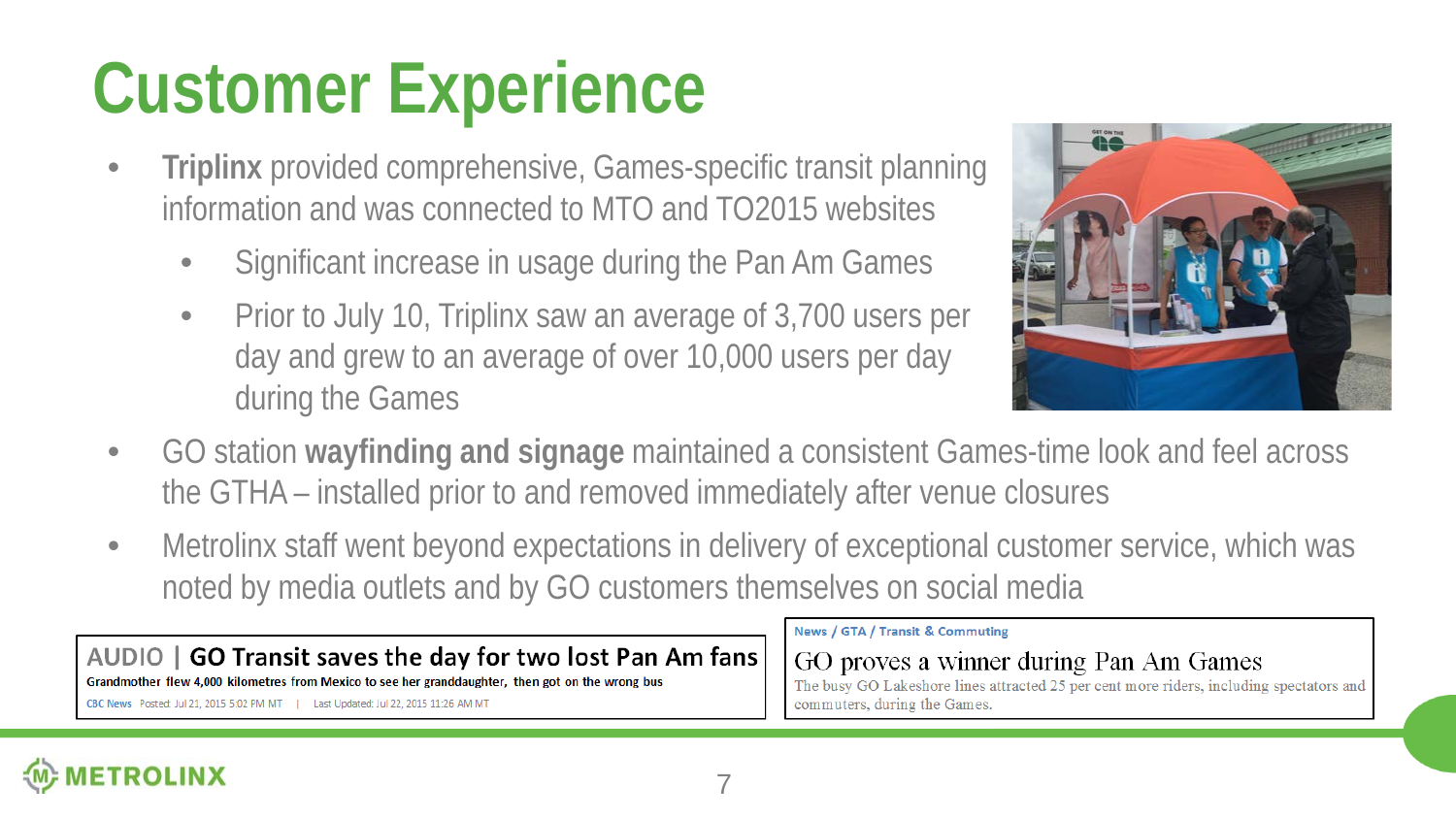# Customer Experience

- **Triplinx** provided comprehensive, Games-specific transit planning information and was connected to MTO and TO2015 websites
  - Significant increase in usage during the Pan Am Games
  - Prior to July 10, Triplinx saw an average of 3,700 users per day and grew to an average of over 10,000 users per day during the Games
- GO station **wayfinding and signage** maintained a consistent Games-time look and feel across the GTHA – installed prior to and removed immediately after venue closures
- Metrolinx staff went beyond expectations in delivery of exceptional customer service, which was noted by media outlets and by GO customers themselves on social media

AUDIO | **GO Transit saves the day for two lost Pan Am fans**

**Grandmother flew 4,000 kilometres from Mexico to see her granddaughter, then got on the wrong bus**

CBC News Posted: Jul 21, 2015 5:02 PM MT | Last Updated: Jul 22, 2015 11:26 AM MT

News / GTA / Transit & Commuting

GO proves a winner during Pan Am Games

The busy GO Lakeshore lines attracted 25 per cent more riders, including spectators and commuters, during the Games.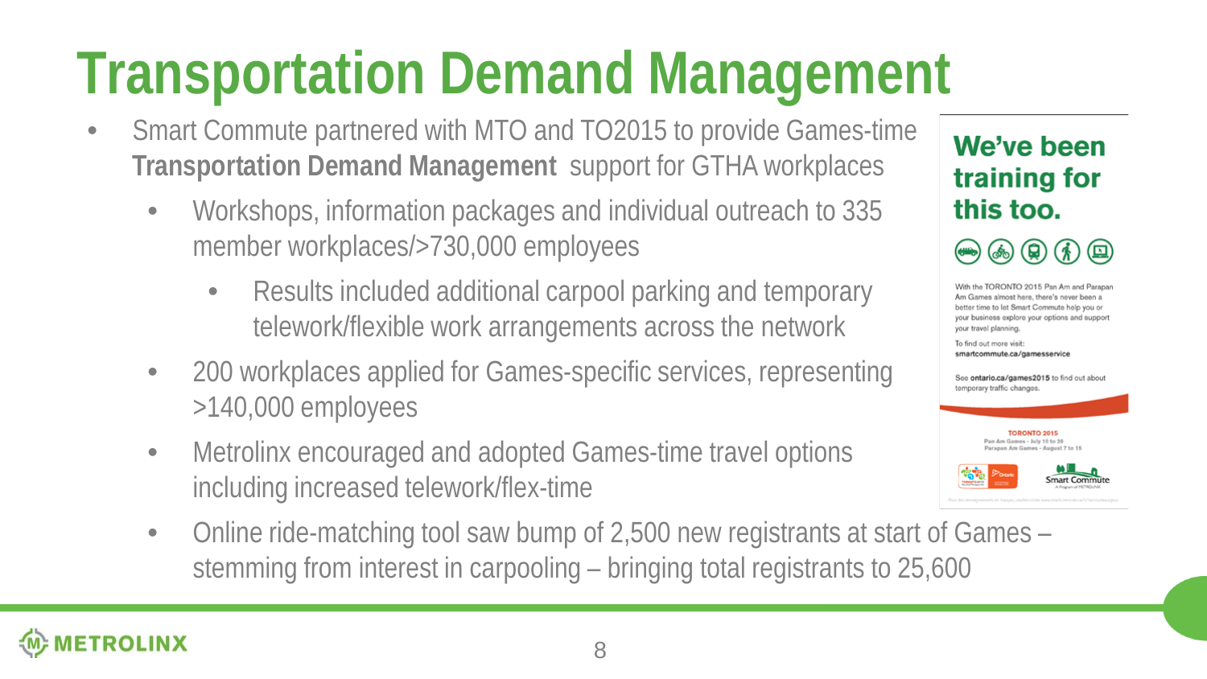# Transportation Demand Management

- Smart Commute partnered with MTO and TO2015 to provide Games-time **Transportation Demand Management** support for GTHA workplaces
  - Workshops, information packages and individual outreach to 335 member workplaces/>730,000 employees
    - Results included additional carpool parking and temporary telework/flexible work arrangements across the network
  - 200 workplaces applied for Games-specific services, representing >140,000 employees
  - Metrolinx encouraged and adopted Games-time travel options including increased telework/flex-time
  - Online ride-matching tool saw bump of 2,500 new registrants at start of Games – stemming from interest in carpooling – bringing total registrants to 25,600

**We've been training for this too.**

With the TORONTO 2015 Pan Am and Parapan Am Games almost here, there's never been a better time to let Smart Commute help you or your business explore your options and support your travel planning.

To find out more visit: **smartcommute.ca/gamesservice**

See **ontario.ca/games2015** to find out about temporary traffic changes.

TORONTO 2015
Pan Am Games - July 10 to 26
Parapan Am Games - August 7 to 15

Smart Commute
A Program of METROLINX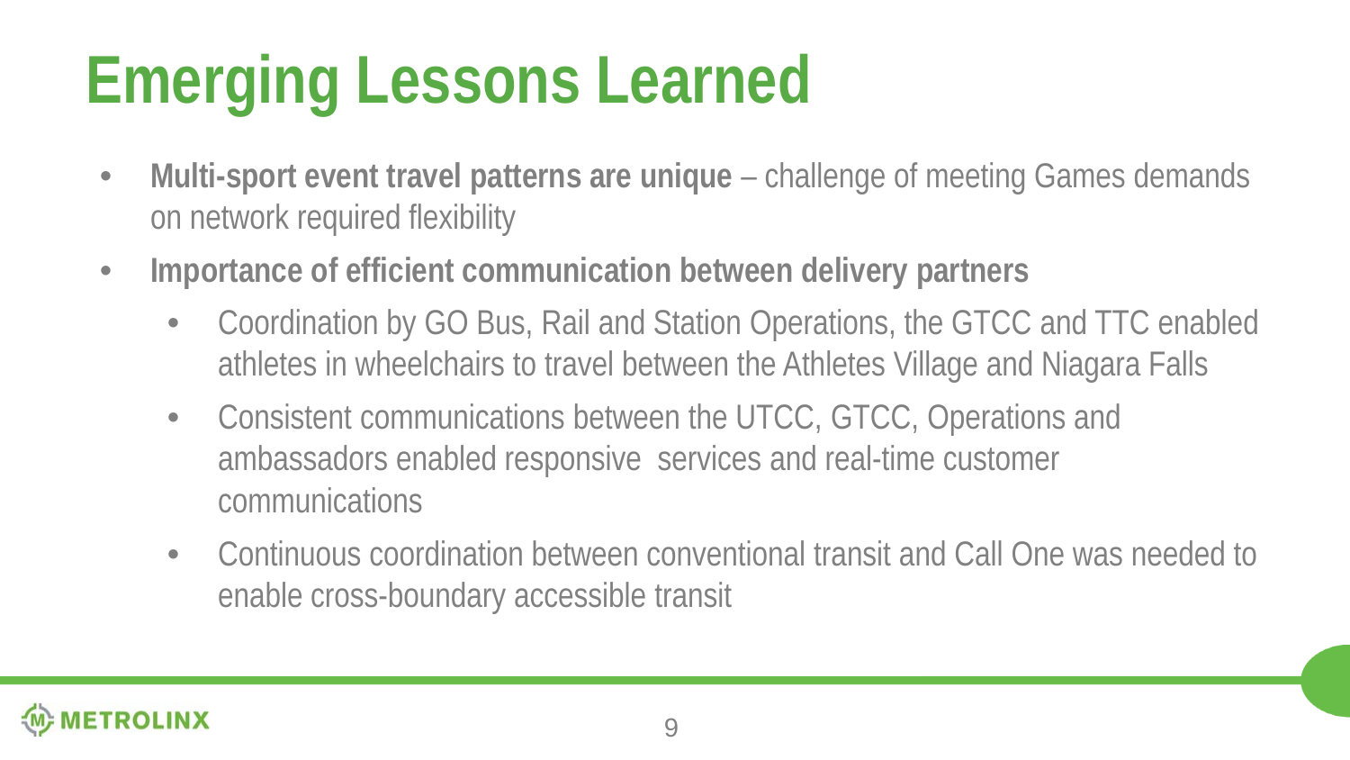# Emerging Lessons Learned

- **Multi-sport event travel patterns are unique** – challenge of meeting Games demands on network required flexibility
- **Importance of efficient communication between delivery partners**
  - Coordination by GO Bus, Rail and Station Operations, the GTCC and TTC enabled athletes in wheelchairs to travel between the Athletes Village and Niagara Falls
  - Consistent communications between the UTCC, GTCC, Operations and ambassadors enabled responsive services and real-time customer communications
  - Continuous coordination between conventional transit and Call One was needed to enable cross-boundary accessible transit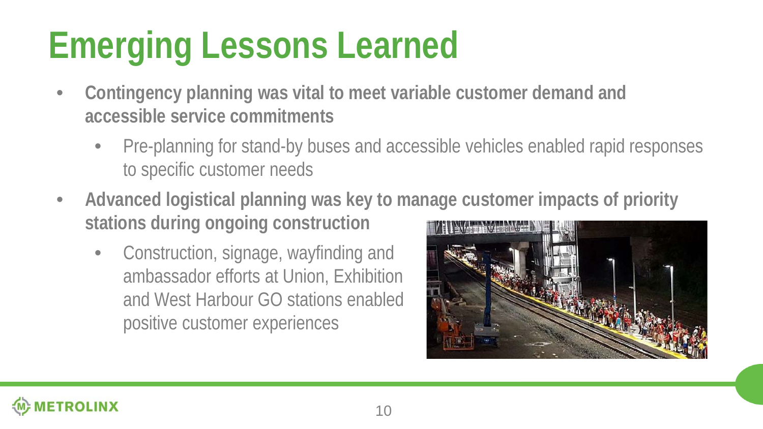# Emerging Lessons Learned

- **Contingency planning was vital to meet variable customer demand and accessible service commitments**
  - Pre-planning for stand-by buses and accessible vehicles enabled rapid responses to specific customer needs
- **Advanced logistical planning was key to manage customer impacts of priority stations during ongoing construction**
  - Construction, signage, wayfinding and ambassador efforts at Union, Exhibition and West Harbour GO stations enabled positive customer experiences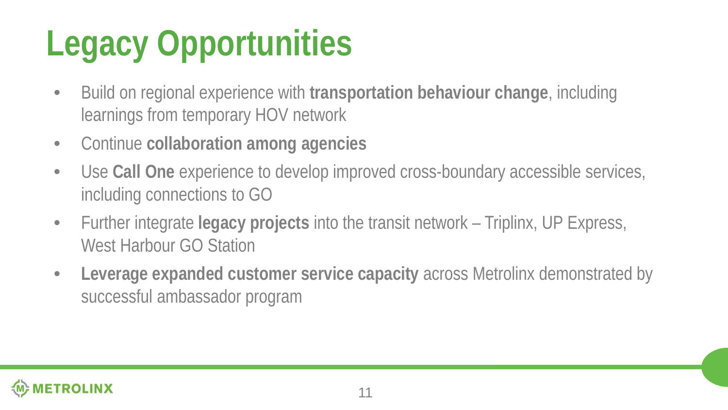# Legacy Opportunities

- Build on regional experience with **transportation behaviour change**, including learnings from temporary HOV network
- Continue **collaboration among agencies**
- Use **Call One** experience to develop improved cross-boundary accessible services, including connections to GO
- Further integrate **legacy projects** into the transit network – Triplinx, UP Express, West Harbour GO Station
- **Leverage expanded customer service capacity** across Metrolinx demonstrated by successful ambassador program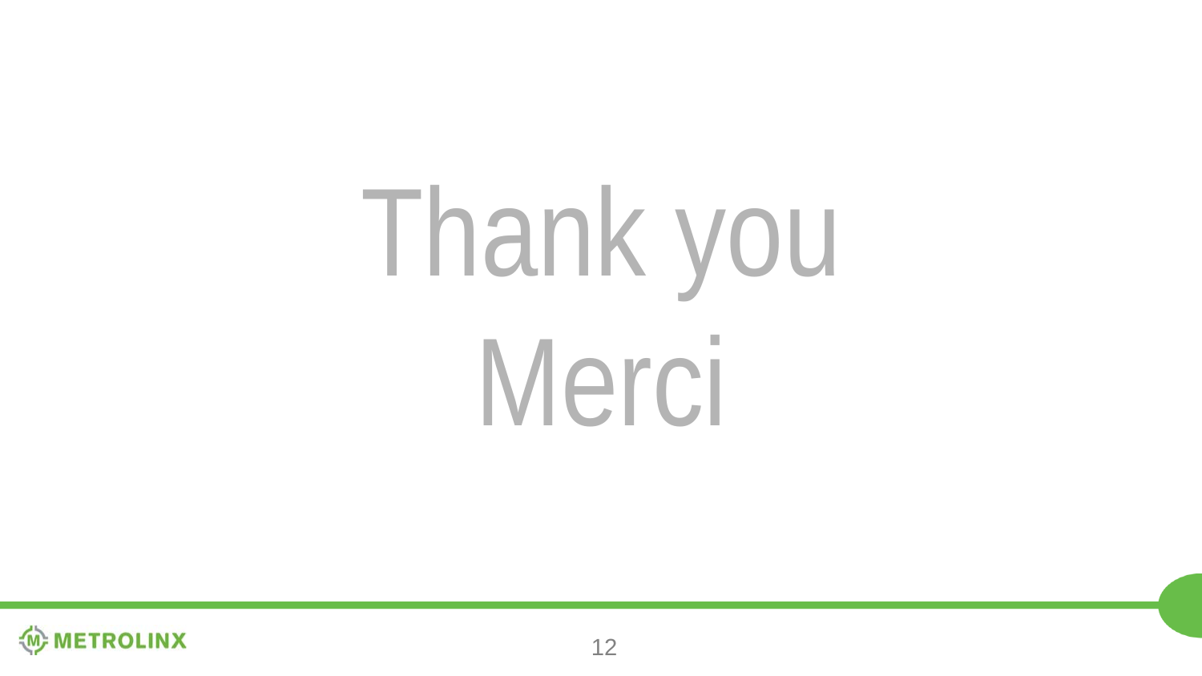# Thank you

# Merci